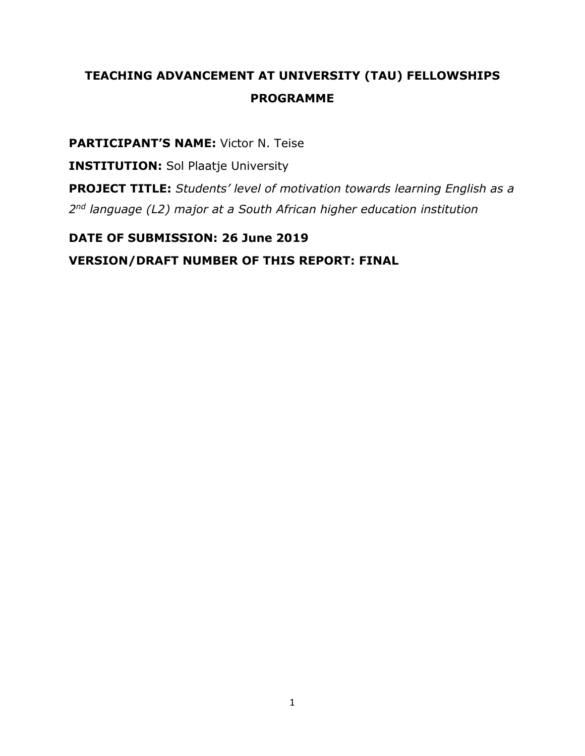# TEACHING ADVANCEMENT AT UNIVERSITY (TAU) FELLOWSHIPS PROGRAMME

**PARTICIPANT'S NAME:** Victor N. Teise

**INSTITUTION:** Sol Plaatje University

**PROJECT TITLE:** *Students' level of motivation towards learning English as a 2nd language (L2) major at a South African higher education institution*

**DATE OF SUBMISSION: 26 June 2019**

**VERSION/DRAFT NUMBER OF THIS REPORT: FINAL**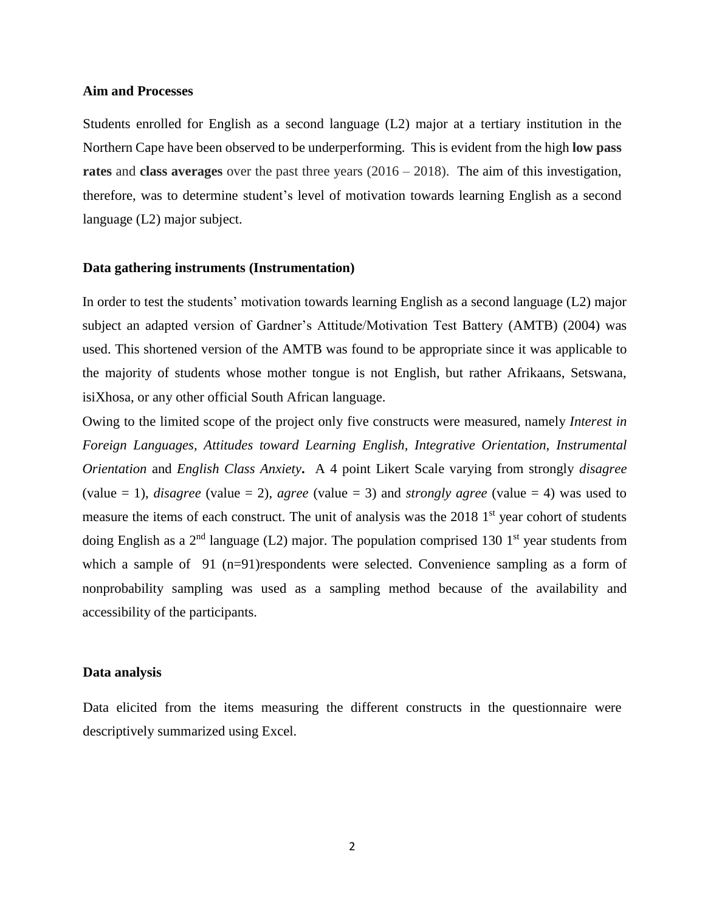**Aim and Processes**

Students enrolled for English as a second language (L2) major at a tertiary institution in the Northern Cape have been observed to be underperforming. This is evident from the high **low pass rates** and **class averages** over the past three years (2016 – 2018). The aim of this investigation, therefore, was to determine student's level of motivation towards learning English as a second language (L2) major subject.

**Data gathering instruments (Instrumentation)**

In order to test the students' motivation towards learning English as a second language (L2) major subject an adapted version of Gardner's Attitude/Motivation Test Battery (AMTB) (2004) was used. This shortened version of the AMTB was found to be appropriate since it was applicable to the majority of students whose mother tongue is not English, but rather Afrikaans, Setswana, isiXhosa, or any other official South African language.

Owing to the limited scope of the project only five constructs were measured, namely *Interest in Foreign Languages*, *Attitudes toward Learning English*, *Integrative Orientation*, *Instrumental Orientation* and *English Class Anxiety***.** A 4 point Likert Scale varying from strongly *disagree* (value = 1), *disagree* (value = 2), *agree* (value = 3) and *strongly agree* (value = 4) was used to measure the items of each construct. The unit of analysis was the 2018 1st year cohort of students doing English as a 2nd language (L2) major. The population comprised 130 1st year students from which a sample of 91 (n=91)respondents were selected. Convenience sampling as a form of nonprobability sampling was used as a sampling method because of the availability and accessibility of the participants.

**Data analysis**

Data elicited from the items measuring the different constructs in the questionnaire were descriptively summarized using Excel.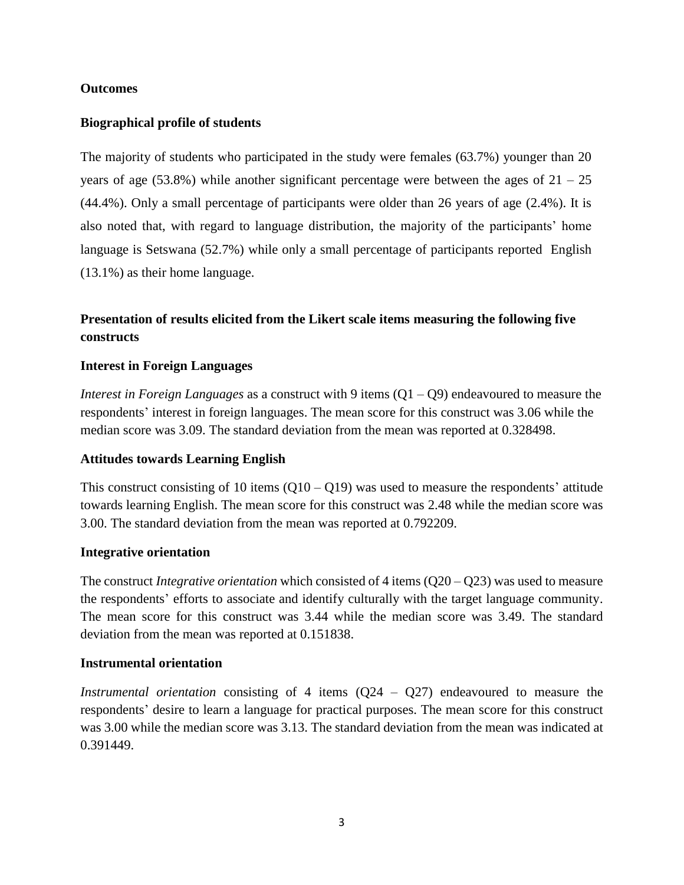**Outcomes**

**Biographical profile of students**

The majority of students who participated in the study were females (63.7%) younger than 20 years of age (53.8%) while another significant percentage were between the ages of 21 – 25 (44.4%). Only a small percentage of participants were older than 26 years of age (2.4%). It is also noted that, with regard to language distribution, the majority of the participants' home language is Setswana (52.7%) while only a small percentage of participants reported English (13.1%) as their home language.

**Presentation of results elicited from the Likert scale items measuring the following five constructs**

**Interest in Foreign Languages**

*Interest in Foreign Languages* as a construct with 9 items (Q1 – Q9) endeavoured to measure the respondents' interest in foreign languages. The mean score for this construct was 3.06 while the median score was 3.09. The standard deviation from the mean was reported at 0.328498.

**Attitudes towards Learning English**

This construct consisting of 10 items (Q10 – Q19) was used to measure the respondents' attitude towards learning English. The mean score for this construct was 2.48 while the median score was 3.00. The standard deviation from the mean was reported at 0.792209.

**Integrative orientation**

The construct *Integrative orientation* which consisted of 4 items (Q20 – Q23) was used to measure the respondents' efforts to associate and identify culturally with the target language community. The mean score for this construct was 3.44 while the median score was 3.49. The standard deviation from the mean was reported at 0.151838.

**Instrumental orientation**

*Instrumental orientation* consisting of 4 items (Q24 – Q27) endeavoured to measure the respondents' desire to learn a language for practical purposes. The mean score for this construct was 3.00 while the median score was 3.13. The standard deviation from the mean was indicated at 0.391449.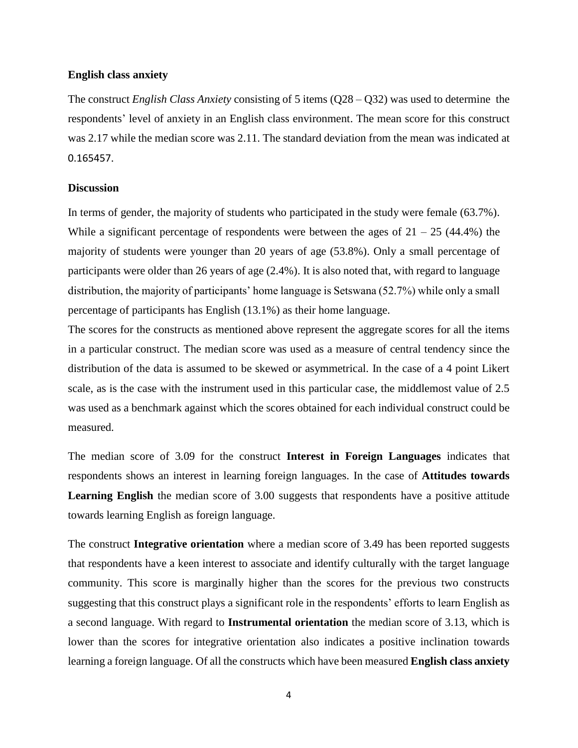**English class anxiety**

The construct *English Class Anxiety* consisting of 5 items (Q28 – Q32) was used to determine the respondents' level of anxiety in an English class environment. The mean score for this construct was 2.17 while the median score was 2.11. The standard deviation from the mean was indicated at 0.165457.

**Discussion**

In terms of gender, the majority of students who participated in the study were female (63.7%). While a significant percentage of respondents were between the ages of 21 – 25 (44.4%) the majority of students were younger than 20 years of age (53.8%). Only a small percentage of participants were older than 26 years of age (2.4%). It is also noted that, with regard to language distribution, the majority of participants' home language is Setswana (52.7%) while only a small percentage of participants has English (13.1%) as their home language.

The scores for the constructs as mentioned above represent the aggregate scores for all the items in a particular construct. The median score was used as a measure of central tendency since the distribution of the data is assumed to be skewed or asymmetrical. In the case of a 4 point Likert scale, as is the case with the instrument used in this particular case, the middlemost value of 2.5 was used as a benchmark against which the scores obtained for each individual construct could be measured.

The median score of 3.09 for the construct **Interest in Foreign Languages** indicates that respondents shows an interest in learning foreign languages. In the case of **Attitudes towards Learning English** the median score of 3.00 suggests that respondents have a positive attitude towards learning English as foreign language.

The construct **Integrative orientation** where a median score of 3.49 has been reported suggests that respondents have a keen interest to associate and identify culturally with the target language community. This score is marginally higher than the scores for the previous two constructs suggesting that this construct plays a significant role in the respondents' efforts to learn English as a second language. With regard to **Instrumental orientation** the median score of 3.13, which is lower than the scores for integrative orientation also indicates a positive inclination towards learning a foreign language. Of all the constructs which have been measured **English class anxiety**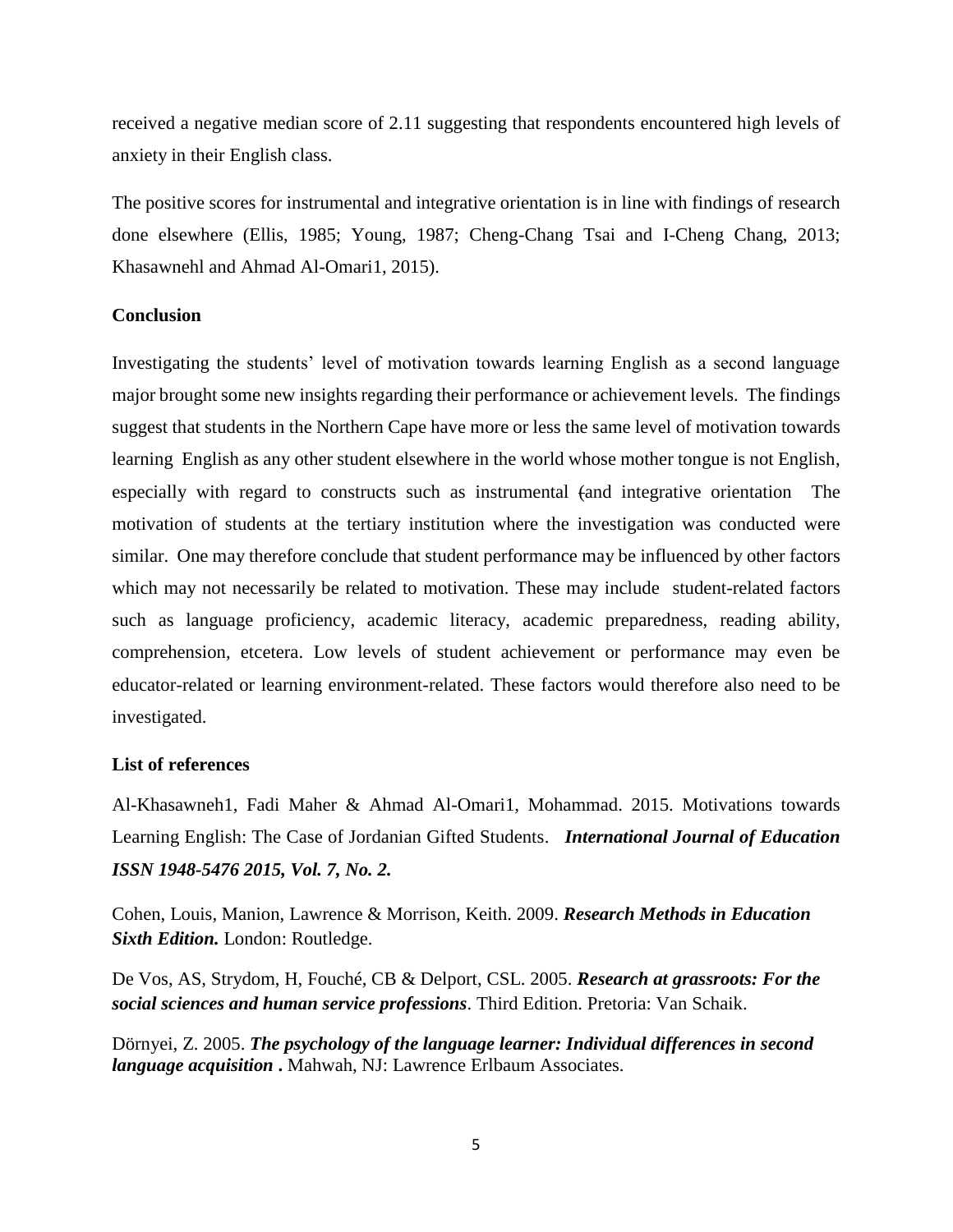received a negative median score of 2.11 suggesting that respondents encountered high levels of anxiety in their English class.

The positive scores for instrumental and integrative orientation is in line with findings of research done elsewhere (Ellis, 1985; Young, 1987; Cheng-Chang Tsai and I-Cheng Chang, 2013; Khasawnehl and Ahmad Al-Omari1, 2015).

**Conclusion**

Investigating the students' level of motivation towards learning English as a second language major brought some new insights regarding their performance or achievement levels. The findings suggest that students in the Northern Cape have more or less the same level of motivation towards learning English as any other student elsewhere in the world whose mother tongue is not English, especially with regard to constructs such as instrumental (and integrative orientation The motivation of students at the tertiary institution where the investigation was conducted were similar. One may therefore conclude that student performance may be influenced by other factors which may not necessarily be related to motivation. These may include student-related factors such as language proficiency, academic literacy, academic preparedness, reading ability, comprehension, etcetera. Low levels of student achievement or performance may even be educator-related or learning environment-related. These factors would therefore also need to be investigated.

**List of references**

Al-Khasawneh1, Fadi Maher & Ahmad Al-Omari1, Mohammad. 2015. Motivations towards Learning English: The Case of Jordanian Gifted Students. ***International Journal of Education ISSN 1948-5476 2015, Vol. 7, No. 2.***

Cohen, Louis, Manion, Lawrence & Morrison, Keith. 2009. ***Research Methods in Education Sixth Edition.*** London: Routledge.

De Vos, AS, Strydom, H, Fouché, CB & Delport, CSL. 2005. ***Research at grassroots: For the social sciences and human service professions***. Third Edition. Pretoria: Van Schaik.

Dörnyei, Z. 2005. ***The psychology of the language learner: Individual differences in second language acquisition .*** Mahwah, NJ: Lawrence Erlbaum Associates.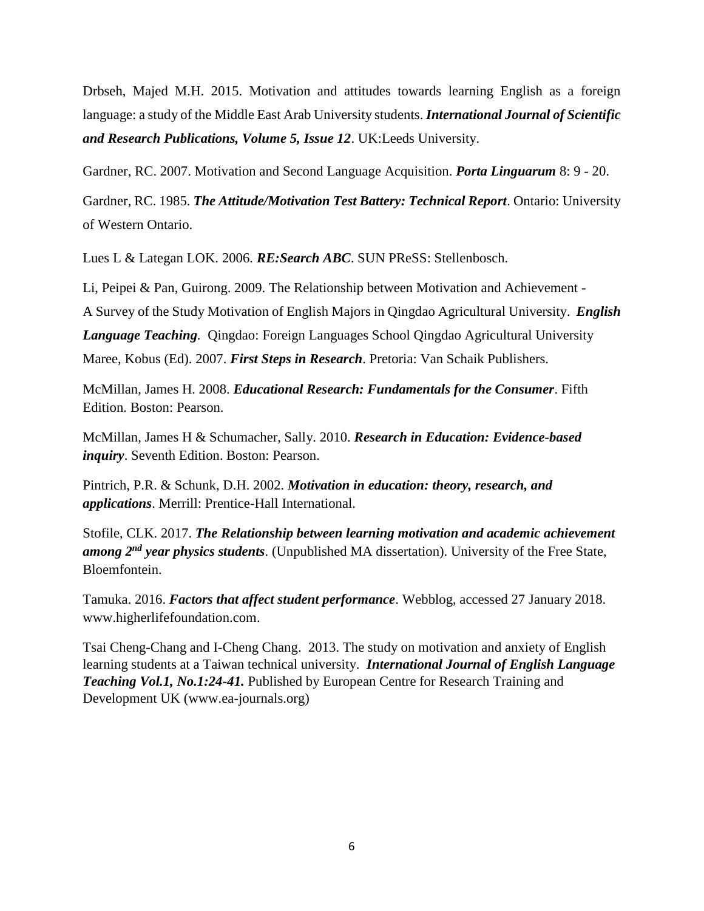Drbseh, Majed M.H. 2015. Motivation and attitudes towards learning English as a foreign language: a study of the Middle East Arab University students. ***International Journal of Scientific and Research Publications, Volume 5, Issue 12***. UK:Leeds University.

Gardner, RC. 2007. Motivation and Second Language Acquisition. ***Porta Linguarum*** 8: 9 - 20.

Gardner, RC. 1985. ***The Attitude/Motivation Test Battery: Technical Report***. Ontario: University of Western Ontario.

Lues L & Lategan LOK. 2006. ***RE:Search ABC***. SUN PReSS: Stellenbosch.

Li, Peipei & Pan, Guirong. 2009. The Relationship between Motivation and Achievement - A Survey of the Study Motivation of English Majors in Qingdao Agricultural University. ***English Language Teaching***. Qingdao: Foreign Languages School Qingdao Agricultural University

Maree, Kobus (Ed). 2007. ***First Steps in Research***. Pretoria: Van Schaik Publishers.

McMillan, James H. 2008. ***Educational Research: Fundamentals for the Consumer***. Fifth Edition. Boston: Pearson.

McMillan, James H & Schumacher, Sally. 2010. ***Research in Education: Evidence-based inquiry***. Seventh Edition. Boston: Pearson.

Pintrich, P.R. & Schunk, D.H. 2002. ***Motivation in education: theory, research, and applications***. Merrill: Prentice-Hall International.

Stofile, CLK. 2017. ***The Relationship between learning motivation and academic achievement among 2nd year physics students***. (Unpublished MA dissertation). University of the Free State, Bloemfontein.

Tamuka. 2016. ***Factors that affect student performance***. Webblog, accessed 27 January 2018. www.higherlifefoundation.com.

Tsai Cheng-Chang and I-Cheng Chang. 2013. The study on motivation and anxiety of English learning students at a Taiwan technical university. ***International Journal of English Language Teaching Vol.1, No.1:24-41.*** Published by European Centre for Research Training and Development UK (www.ea-journals.org)